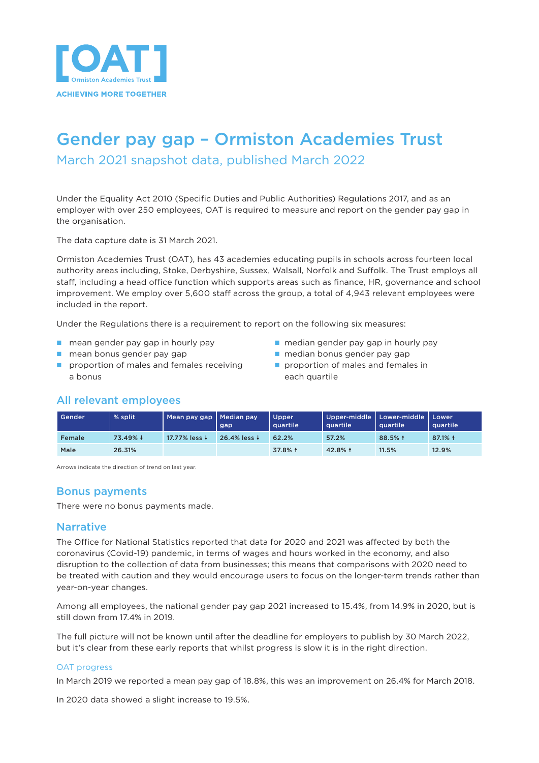[OAT] Ormiston Academies Trust

ACHIEVING MORE TOGETHER

# Gender pay gap – Ormiston Academies Trust

## March 2021 snapshot data, published March 2022

Under the Equality Act 2010 (Specific Duties and Public Authorities) Regulations 2017, and as an employer with over 250 employees, OAT is required to measure and report on the gender pay gap in the organisation.

The data capture date is 31 March 2021.

Ormiston Academies Trust (OAT), has 43 academies educating pupils in schools across fourteen local authority areas including, Stoke, Derbyshire, Sussex, Walsall, Norfolk and Suffolk. The Trust employs all staff, including a head office function which supports areas such as finance, HR, governance and school improvement. We employ over 5,600 staff across the group, a total of 4,943 relevant employees were included in the report.

Under the Regulations there is a requirement to report on the following six measures:

- mean gender pay gap in hourly pay
- mean bonus gender pay gap
- proportion of males and females receiving a bonus
- median gender pay gap in hourly pay
- median bonus gender pay gap
- proportion of males and females in each quartile

## All relevant employees

| Gender | % split | Mean pay gap | Median pay gap | Upper quartile | Upper-middle quartile | Lower-middle quartile | Lower quartile |
|---|---|---|---|---|---|---|---|
| Female | 73.49% ↓ | 17.77% less ↓ | 26.4% less ↓ | 62.2% | 57.2% | 88.5% ↑ | 87.1% ↑ |
| Male | 26.31% | | | 37.8% ↑ | 42.8% ↑ | 11.5% | 12.9% |

Arrows indicate the direction of trend on last year.

## Bonus payments

There were no bonus payments made.

## Narrative

The Office for National Statistics reported that data for 2020 and 2021 was affected by both the coronavirus (Covid-19) pandemic, in terms of wages and hours worked in the economy, and also disruption to the collection of data from businesses; this means that comparisons with 2020 need to be treated with caution and they would encourage users to focus on the longer-term trends rather than year-on-year changes.

Among all employees, the national gender pay gap 2021 increased to 15.4%, from 14.9% in 2020, but is still down from 17.4% in 2019.

The full picture will not be known until after the deadline for employers to publish by 30 March 2022, but it's clear from these early reports that whilst progress is slow it is in the right direction.

### OAT progress

In March 2019 we reported a mean pay gap of 18.8%, this was an improvement on 26.4% for March 2018.

In 2020 data showed a slight increase to 19.5%.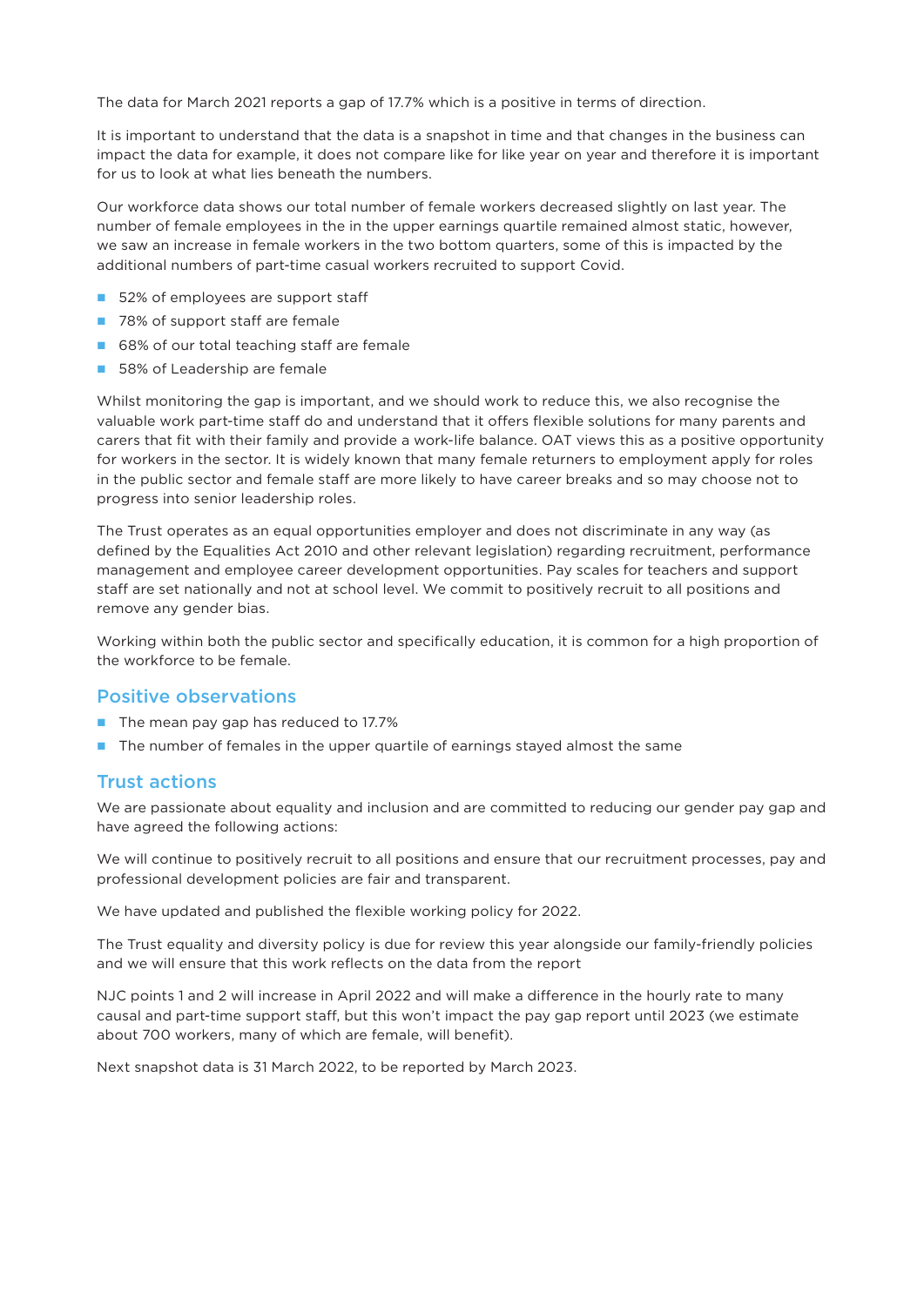The data for March 2021 reports a gap of 17.7% which is a positive in terms of direction.

It is important to understand that the data is a snapshot in time and that changes in the business can impact the data for example, it does not compare like for like year on year and therefore it is important for us to look at what lies beneath the numbers.

Our workforce data shows our total number of female workers decreased slightly on last year. The number of female employees in the in the upper earnings quartile remained almost static, however, we saw an increase in female workers in the two bottom quarters, some of this is impacted by the additional numbers of part-time casual workers recruited to support Covid.

- 52% of employees are support staff
- 78% of support staff are female
- 68% of our total teaching staff are female
- 58% of Leadership are female

Whilst monitoring the gap is important, and we should work to reduce this, we also recognise the valuable work part-time staff do and understand that it offers flexible solutions for many parents and carers that fit with their family and provide a work-life balance. OAT views this as a positive opportunity for workers in the sector. It is widely known that many female returners to employment apply for roles in the public sector and female staff are more likely to have career breaks and so may choose not to progress into senior leadership roles.

The Trust operates as an equal opportunities employer and does not discriminate in any way (as defined by the Equalities Act 2010 and other relevant legislation) regarding recruitment, performance management and employee career development opportunities. Pay scales for teachers and support staff are set nationally and not at school level. We commit to positively recruit to all positions and remove any gender bias.

Working within both the public sector and specifically education, it is common for a high proportion of the workforce to be female.

## Positive observations

- The mean pay gap has reduced to 17.7%
- The number of females in the upper quartile of earnings stayed almost the same

## Trust actions

We are passionate about equality and inclusion and are committed to reducing our gender pay gap and have agreed the following actions:

We will continue to positively recruit to all positions and ensure that our recruitment processes, pay and professional development policies are fair and transparent.

We have updated and published the flexible working policy for 2022.

The Trust equality and diversity policy is due for review this year alongside our family-friendly policies and we will ensure that this work reflects on the data from the report

NJC points 1 and 2 will increase in April 2022 and will make a difference in the hourly rate to many causal and part-time support staff, but this won't impact the pay gap report until 2023 (we estimate about 700 workers, many of which are female, will benefit).

Next snapshot data is 31 March 2022, to be reported by March 2023.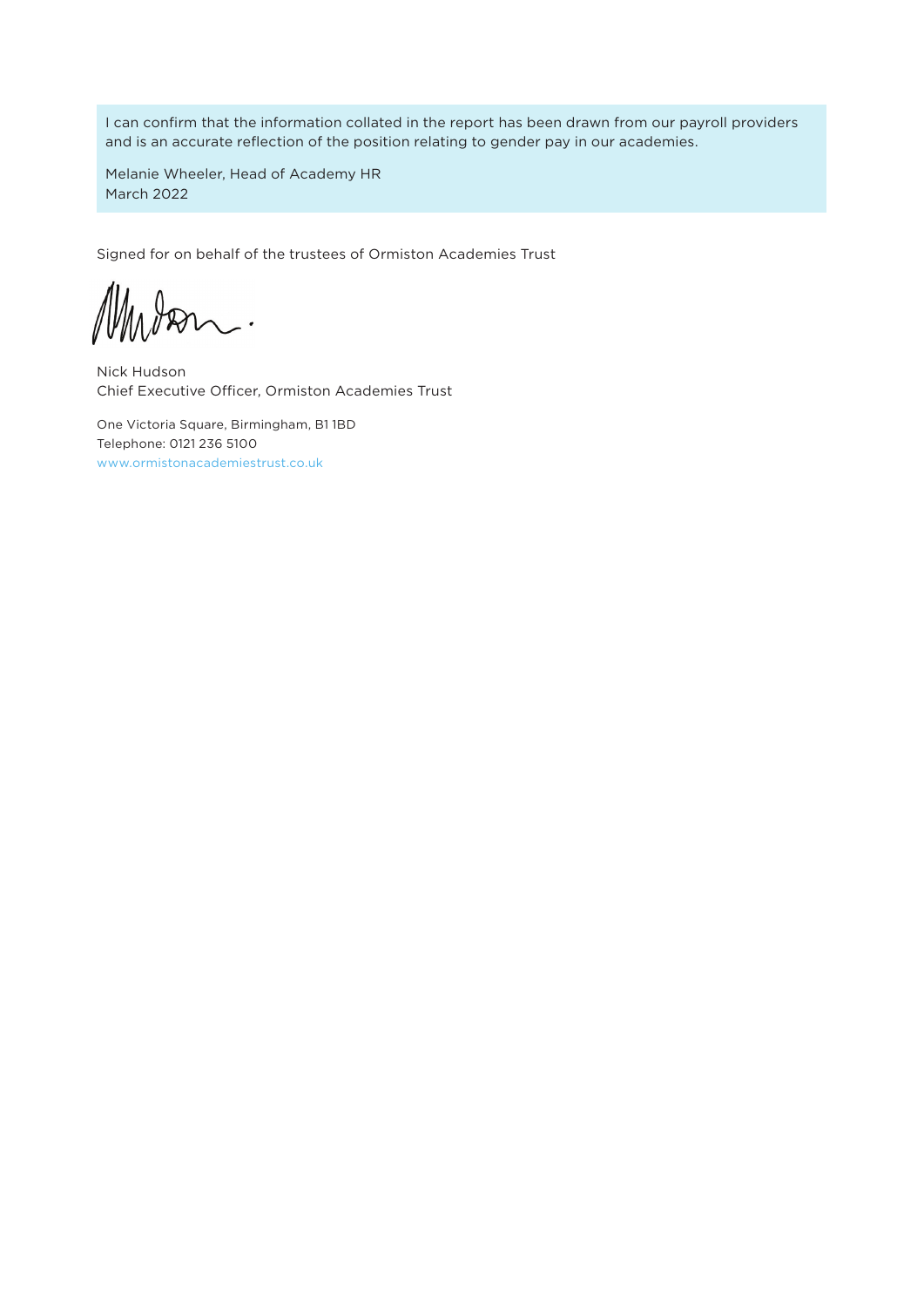I can confirm that the information collated in the report has been drawn from our payroll providers and is an accurate reflection of the position relating to gender pay in our academies.

Melanie Wheeler, Head of Academy HR
March 2022

Signed for on behalf of the trustees of Ormiston Academies Trust

Nick Hudson
Chief Executive Officer, Ormiston Academies Trust

One Victoria Square, Birmingham, B1 1BD
Telephone: 0121 236 5100
www.ormistonacademiestrust.co.uk